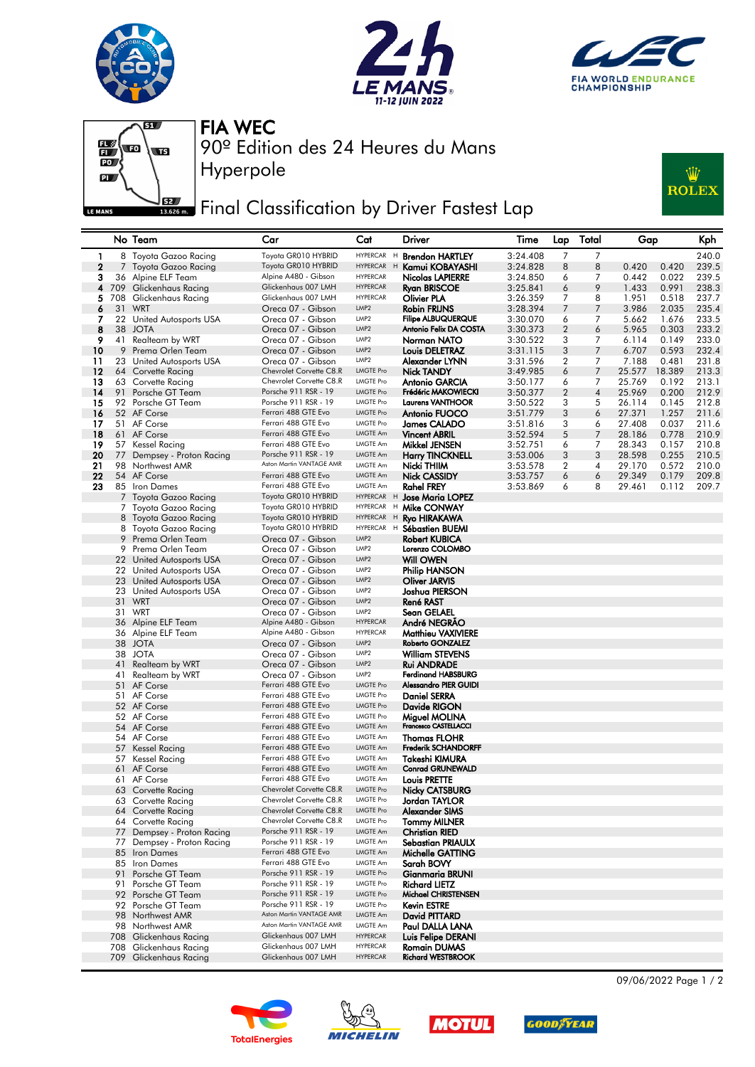# FIA WEC

90º Edition des 24 Heures du Mans

Hyperpole

## Final Classification by Driver Fastest Lap

| | No | Team | Car | Cat | | Driver | Time | Lap | Total | Gap | | Kph |
|---|---|---|---|---|---|---|---|---|---|---|---|---|
| 1 | 8 | Toyota Gazoo Racing | Toyota GR010 HYBRID | HYPERCAR | H | Brendon HARTLEY | 3:24.408 | 7 | 7 | | | 240.0 |
| 2 | 7 | Toyota Gazoo Racing | Toyota GR010 HYBRID | HYPERCAR | H | Kamui KOBAYASHI | 3:24.828 | 8 | 8 | 0.420 | 0.420 | 239.5 |
| 3 | 36 | Alpine ELF Team | Alpine A480 - Gibson | HYPERCAR | | Nicolas LAPIERRE | 3:24.850 | 6 | 7 | 0.442 | 0.022 | 239.5 |
| 4 | 709 | Glickenhaus Racing | Glickenhaus 007 LMH | HYPERCAR | | Ryan BRISCOE | 3:25.841 | 6 | 9 | 1.433 | 0.991 | 238.3 |
| 5 | 708 | Glickenhaus Racing | Glickenhaus 007 LMH | HYPERCAR | | Olivier PLA | 3:26.359 | 7 | 8 | 1.951 | 0.518 | 237.7 |
| 6 | 31 | WRT | Oreca 07 - Gibson | LMP2 | | Robin FRIJNS | 3:28.394 | 7 | 7 | 3.986 | 2.035 | 235.4 |
| 7 | 22 | United Autosports USA | Oreca 07 - Gibson | LMP2 | | Filipe ALBUQUERQUE | 3:30.070 | 6 | 7 | 5.662 | 1.676 | 233.5 |
| 8 | 38 | JOTA | Oreca 07 - Gibson | LMP2 | | Antonio Felix DA COSTA | 3:30.373 | 2 | 6 | 5.965 | 0.303 | 233.2 |
| 9 | 41 | Realteam by WRT | Oreca 07 - Gibson | LMP2 | | Norman NATO | 3:30.522 | 3 | 7 | 6.114 | 0.149 | 233.0 |
| 10 | 9 | Prema Orlen Team | Oreca 07 - Gibson | LMP2 | | Louis DELETRAZ | 3:31.115 | 3 | 7 | 6.707 | 0.593 | 232.4 |
| 11 | 23 | United Autosports USA | Oreca 07 - Gibson | LMP2 | | Alexander LYNN | 3:31.596 | 2 | 7 | 7.188 | 0.481 | 231.8 |
| 12 | 64 | Corvette Racing | Chevrolet Corvette C8.R | LMGTE Pro | | Nick TANDY | 3:49.985 | 6 | 7 | 25.577 | 18.389 | 213.3 |
| 13 | 63 | Corvette Racing | Chevrolet Corvette C8.R | LMGTE Pro | | Antonio GARCIA | 3:50.177 | 6 | 7 | 25.769 | 0.192 | 213.1 |
| 14 | 91 | Porsche GT Team | Porsche 911 RSR - 19 | LMGTE Pro | | Frédéric MAKOWIECKI | 3:50.377 | 2 | 4 | 25.969 | 0.200 | 212.9 |
| 15 | 92 | Porsche GT Team | Porsche 911 RSR - 19 | LMGTE Pro | | Laurens VANTHOOR | 3:50.522 | 3 | 5 | 26.114 | 0.145 | 212.8 |
| 16 | 52 | AF Corse | Ferrari 488 GTE Evo | LMGTE Pro | | Antonio FUOCO | 3:51.779 | 3 | 6 | 27.371 | 1.257 | 211.6 |
| 17 | 51 | AF Corse | Ferrari 488 GTE Evo | LMGTE Pro | | James CALADO | 3:51.816 | 3 | 6 | 27.408 | 0.037 | 211.6 |
| 18 | 61 | AF Corse | Ferrari 488 GTE Evo | LMGTE Am | | Vincent ABRIL | 3:52.594 | 5 | 7 | 28.186 | 0.778 | 210.9 |
| 19 | 57 | Kessel Racing | Ferrari 488 GTE Evo | LMGTE Am | | Mikkel JENSEN | 3:52.751 | 6 | 7 | 28.343 | 0.157 | 210.8 |
| 20 | 77 | Dempsey - Proton Racing | Porsche 911 RSR - 19 | LMGTE Am | | Harry TINCKNELL | 3:53.006 | 3 | 3 | 28.598 | 0.255 | 210.5 |
| 21 | 98 | Northwest AMR | Aston Martin VANTAGE AMR | LMGTE Am | | Nicki THIIM | 3:53.578 | 2 | 4 | 29.170 | 0.572 | 210.0 |
| 22 | 54 | AF Corse | Ferrari 488 GTE Evo | LMGTE Am | | Nick CASSIDY | 3:53.757 | 6 | 6 | 29.349 | 0.179 | 209.8 |
| 23 | 85 | Iron Dames | Ferrari 488 GTE Evo | LMGTE Am | | Rahel FREY | 3:53.869 | 6 | 8 | 29.461 | 0.112 | 209.7 |
| | 7 | Toyota Gazoo Racing | Toyota GR010 HYBRID | HYPERCAR | H | Jose Maria LOPEZ | | | | | | |
| | 7 | Toyota Gazoo Racing | Toyota GR010 HYBRID | HYPERCAR | H | Mike CONWAY | | | | | | |
| | 8 | Toyota Gazoo Racing | Toyota GR010 HYBRID | HYPERCAR | H | Ryo HIRAKAWA | | | | | | |
| | 8 | Toyota Gazoo Racing | Toyota GR010 HYBRID | HYPERCAR | H | Sébastien BUEMI | | | | | | |
| | 9 | Prema Orlen Team | Oreca 07 - Gibson | LMP2 | | Robert KUBICA | | | | | | |
| | 9 | Prema Orlen Team | Oreca 07 - Gibson | LMP2 | | Lorenzo COLOMBO | | | | | | |
| | 22 | United Autosports USA | Oreca 07 - Gibson | LMP2 | | Will OWEN | | | | | | |
| | 22 | United Autosports USA | Oreca 07 - Gibson | LMP2 | | Philip HANSON | | | | | | |
| | 23 | United Autosports USA | Oreca 07 - Gibson | LMP2 | | Oliver JARVIS | | | | | | |
| | 23 | United Autosports USA | Oreca 07 - Gibson | LMP2 | | Joshua PIERSON | | | | | | |
| | 31 | WRT | Oreca 07 - Gibson | LMP2 | | René RAST | | | | | | |
| | 31 | WRT | Oreca 07 - Gibson | LMP2 | | Sean GELAEL | | | | | | |
| | 36 | Alpine ELF Team | Alpine A480 - Gibson | HYPERCAR | | André NEGRÃO | | | | | | |
| | 36 | Alpine ELF Team | Alpine A480 - Gibson | HYPERCAR | | Matthieu VAXIVIERE | | | | | | |
| | 38 | JOTA | Oreca 07 - Gibson | LMP2 | | Roberto GONZALEZ | | | | | | |
| | 38 | JOTA | Oreca 07 - Gibson | LMP2 | | William STEVENS | | | | | | |
| | 41 | Realteam by WRT | Oreca 07 - Gibson | LMP2 | | Rui ANDRADE | | | | | | |
| | 41 | Realteam by WRT | Oreca 07 - Gibson | LMP2 | | Ferdinand HABSBURG | | | | | | |
| | 51 | AF Corse | Ferrari 488 GTE Evo | LMGTE Pro | | Alessandro PIER GUIDI | | | | | | |
| | 51 | AF Corse | Ferrari 488 GTE Evo | LMGTE Pro | | Daniel SERRA | | | | | | |
| | 52 | AF Corse | Ferrari 488 GTE Evo | LMGTE Pro | | Davide RIGON | | | | | | |
| | 52 | AF Corse | Ferrari 488 GTE Evo | LMGTE Pro | | Miguel MOLINA | | | | | | |
| | 54 | AF Corse | Ferrari 488 GTE Evo | LMGTE Am | | Francesco CASTELLACCI | | | | | | |
| | 54 | AF Corse | Ferrari 488 GTE Evo | LMGTE Am | | Thomas FLOHR | | | | | | |
| | 57 | Kessel Racing | Ferrari 488 GTE Evo | LMGTE Am | | Frederik SCHANDORFF | | | | | | |
| | 57 | Kessel Racing | Ferrari 488 GTE Evo | LMGTE Am | | Takeshi KIMURA | | | | | | |
| | 61 | AF Corse | Ferrari 488 GTE Evo | LMGTE Am | | Conrad GRUNEWALD | | | | | | |
| | 61 | AF Corse | Ferrari 488 GTE Evo | LMGTE Am | | Louis PRETTE | | | | | | |
| | 63 | Corvette Racing | Chevrolet Corvette C8.R | LMGTE Pro | | Nicky CATSBURG | | | | | | |
| | 63 | Corvette Racing | Chevrolet Corvette C8.R | LMGTE Pro | | Jordan TAYLOR | | | | | | |
| | 64 | Corvette Racing | Chevrolet Corvette C8.R | LMGTE Pro | | Alexander SIMS | | | | | | |
| | 64 | Corvette Racing | Chevrolet Corvette C8.R | LMGTE Pro | | Tommy MILNER | | | | | | |
| | 77 | Dempsey - Proton Racing | Porsche 911 RSR - 19 | LMGTE Am | | Christian RIED | | | | | | |
| | 77 | Dempsey - Proton Racing | Porsche 911 RSR - 19 | LMGTE Am | | Sebastian PRIAULX | | | | | | |
| | 85 | Iron Dames | Ferrari 488 GTE Evo | LMGTE Am | | Michelle GATTING | | | | | | |
| | 85 | Iron Dames | Ferrari 488 GTE Evo | LMGTE Am | | Sarah BOVY | | | | | | |
| | 91 | Porsche GT Team | Porsche 911 RSR - 19 | LMGTE Pro | | Gianmaria BRUNI | | | | | | |
| | 91 | Porsche GT Team | Porsche 911 RSR - 19 | LMGTE Pro | | Richard LIETZ | | | | | | |
| | 92 | Porsche GT Team | Porsche 911 RSR - 19 | LMGTE Pro | | Michael CHRISTENSEN | | | | | | |
| | 92 | Porsche GT Team | Porsche 911 RSR - 19 | LMGTE Pro | | Kevin ESTRE | | | | | | |
| | 98 | Northwest AMR | Aston Martin VANTAGE AMR | LMGTE Am | | David PITTARD | | | | | | |
| | 98 | Northwest AMR | Aston Martin VANTAGE AMR | LMGTE Am | | Paul DALLA LANA | | | | | | |
| | 708 | Glickenhaus Racing | Glickenhaus 007 LMH | HYPERCAR | | Luis Felipe DERANI | | | | | | |
| | 708 | Glickenhaus Racing | Glickenhaus 007 LMH | HYPERCAR | | Romain DUMAS | | | | | | |
| | 709 | Glickenhaus Racing | Glickenhaus 007 LMH | HYPERCAR | | Richard WESTBROOK | | | | | | |

09/06/2022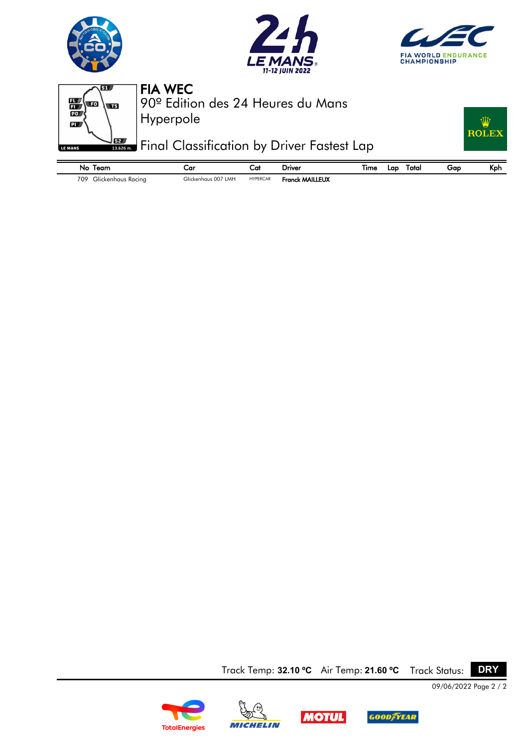# FIA WEC

90º Edition des 24 Heures du Mans

Hyperpole

## Final Classification by Driver Fastest Lap

| No | Team | Car | Cat | Driver | Time | Lap | Total | Gap | Kph |
|---|---|---|---|---|---|---|---|---|---|
| 709 | Glickenhaus Racing | Glickenhaus 007 LMH | HYPERCAR | **Franck MAILLEUX** | | | | | |

Track Temp: **32.10 ºC** Air Temp: **21.60 ºC** Track Status: **DRY**

09/06/2022